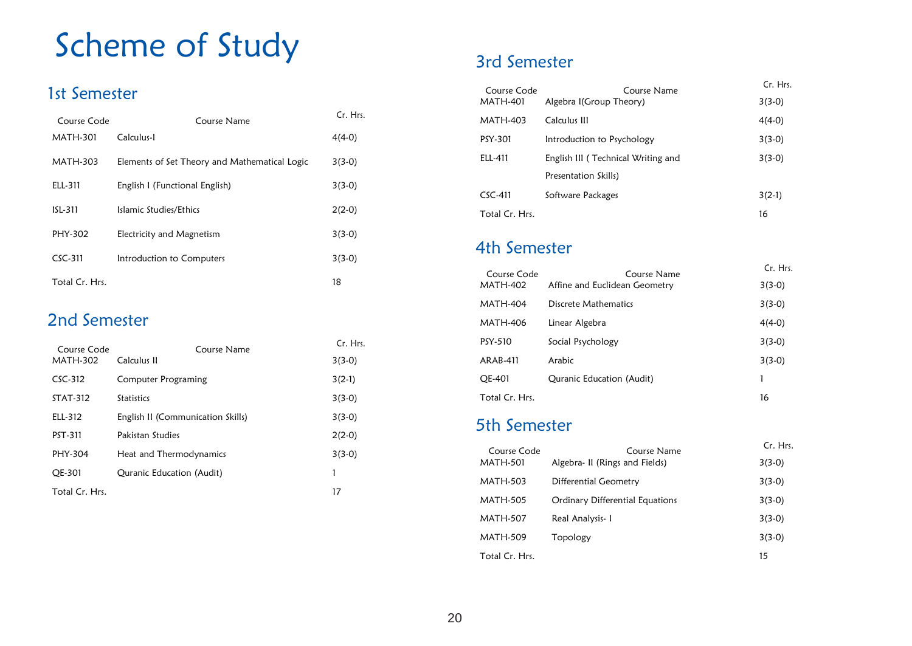# Scheme of Study

## 1st Semester

| Course Code | Course Name | Cr. Hrs. |
|---|---|---|
| MATH-301 | Calculus-I | 4(4-0) |
| MATH-303 | Elements of Set Theory and Mathematical Logic | 3(3-0) |
| ELL-311 | English I (Functional English) | 3(3-0) |
| ISL-311 | Islamic Studies/Ethics | 2(2-0) |
| PHY-302 | Electricity and Magnetism | 3(3-0) |
| CSC-311 | Introduction to Computers | 3(3-0) |
| Total Cr. Hrs. | | 18 |

## 2nd Semester

| Course Code | Course Name | Cr. Hrs. |
|---|---|---|
| MATH-302 | Calculus II | 3(3-0) |
| CSC-312 | Computer Programing | 3(2-1) |
| STAT-312 | Statistics | 3(3-0) |
| ELL-312 | English II (Communication Skills) | 3(3-0) |
| PST-311 | Pakistan Studies | 2(2-0) |
| PHY-304 | Heat and Thermodynamics | 3(3-0) |
| QE-301 | Quranic Education (Audit) | 1 |
| Total Cr. Hrs. | | 17 |

## 3rd Semester

| Course Code | Course Name | Cr. Hrs. |
|---|---|---|
| MATH-401 | Algebra I(Group Theory) | 3(3-0) |
| MATH-403 | Calculus III | 4(4-0) |
| PSY-301 | Introduction to Psychology | 3(3-0) |
| ELL-411 | English III ( Technical Writing and Presentation Skills) | 3(3-0) |
| CSC-411 | Software Packages | 3(2-1) |
| Total Cr. Hrs. | | 16 |

## 4th Semester

| Course Code | Course Name | Cr. Hrs. |
|---|---|---|
| MATH-402 | Affine and Euclidean Geometry | 3(3-0) |
| MATH-404 | Discrete Mathematics | 3(3-0) |
| MATH-406 | Linear Algebra | 4(4-0) |
| PSY-510 | Social Psychology | 3(3-0) |
| ARAB-411 | Arabic | 3(3-0) |
| QE-401 | Quranic Education (Audit) | 1 |
| Total Cr. Hrs. | | 16 |

## 5th Semester

| Course Code | Course Name | Cr. Hrs. |
|---|---|---|
| MATH-501 | Algebra- II (Rings and Fields) | 3(3-0) |
| MATH-503 | Differential Geometry | 3(3-0) |
| MATH-505 | Ordinary Differential Equations | 3(3-0) |
| MATH-507 | Real Analysis- I | 3(3-0) |
| MATH-509 | Topology | 3(3-0) |
| Total Cr. Hrs. | | 15 |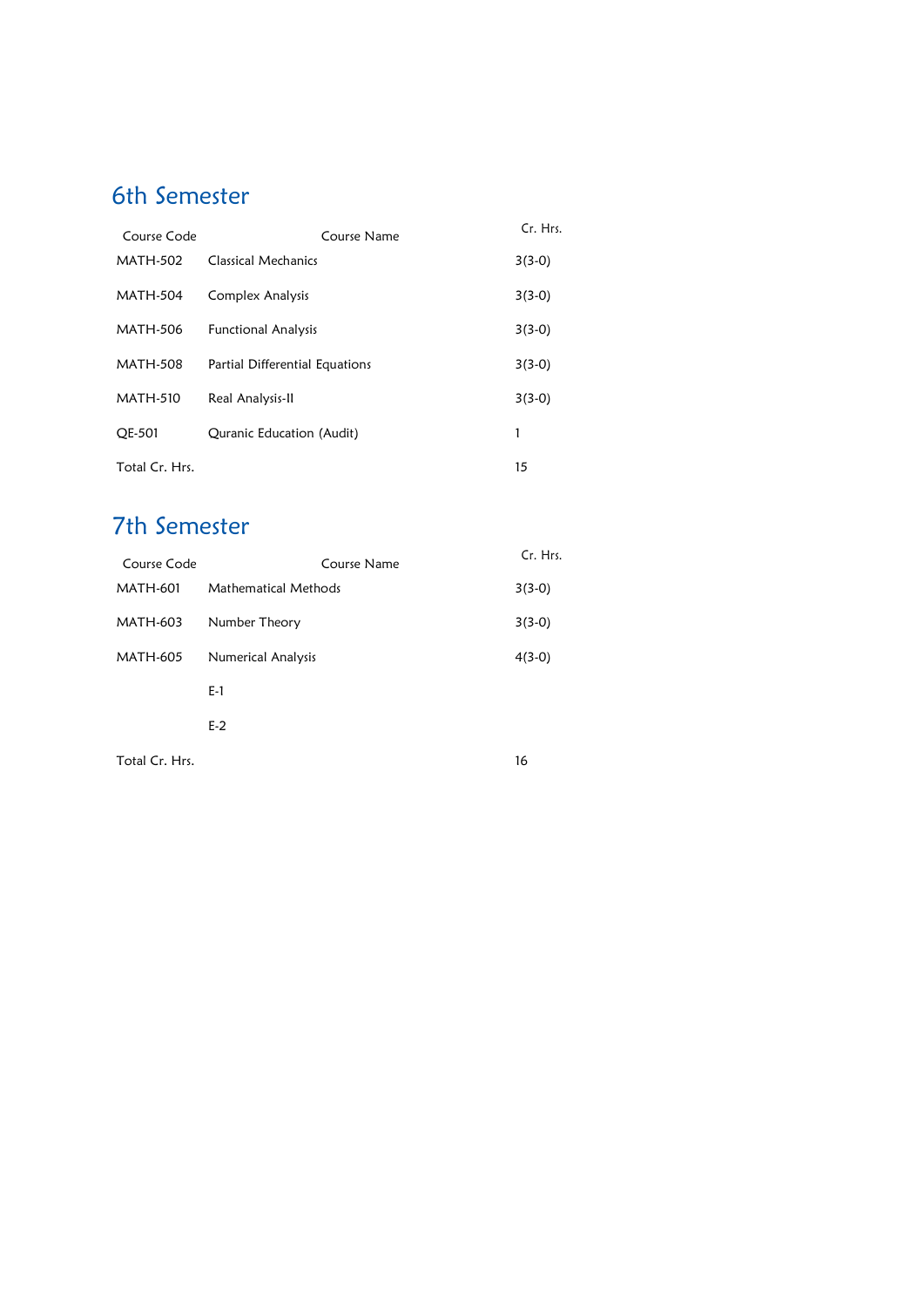## 6th Semester

| Course Code | Course Name | Cr. Hrs. |
|---|---|---|
| MATH-502 | Classical Mechanics | 3(3-0) |
| MATH-504 | Complex Analysis | 3(3-0) |
| MATH-506 | Functional Analysis | 3(3-0) |
| MATH-508 | Partial Differential Equations | 3(3-0) |
| MATH-510 | Real Analysis-II | 3(3-0) |
| QE-501 | Quranic Education (Audit) | 1 |
| Total Cr. Hrs. | | 15 |

## 7th Semester

| Course Code | Course Name | Cr. Hrs. |
|---|---|---|
| MATH-601 | Mathematical Methods | 3(3-0) |
| MATH-603 | Number Theory | 3(3-0) |
| MATH-605 | Numerical Analysis | 4(3-0) |
| | E-1 | |
| | E-2 | |
| Total Cr. Hrs. | | 16 |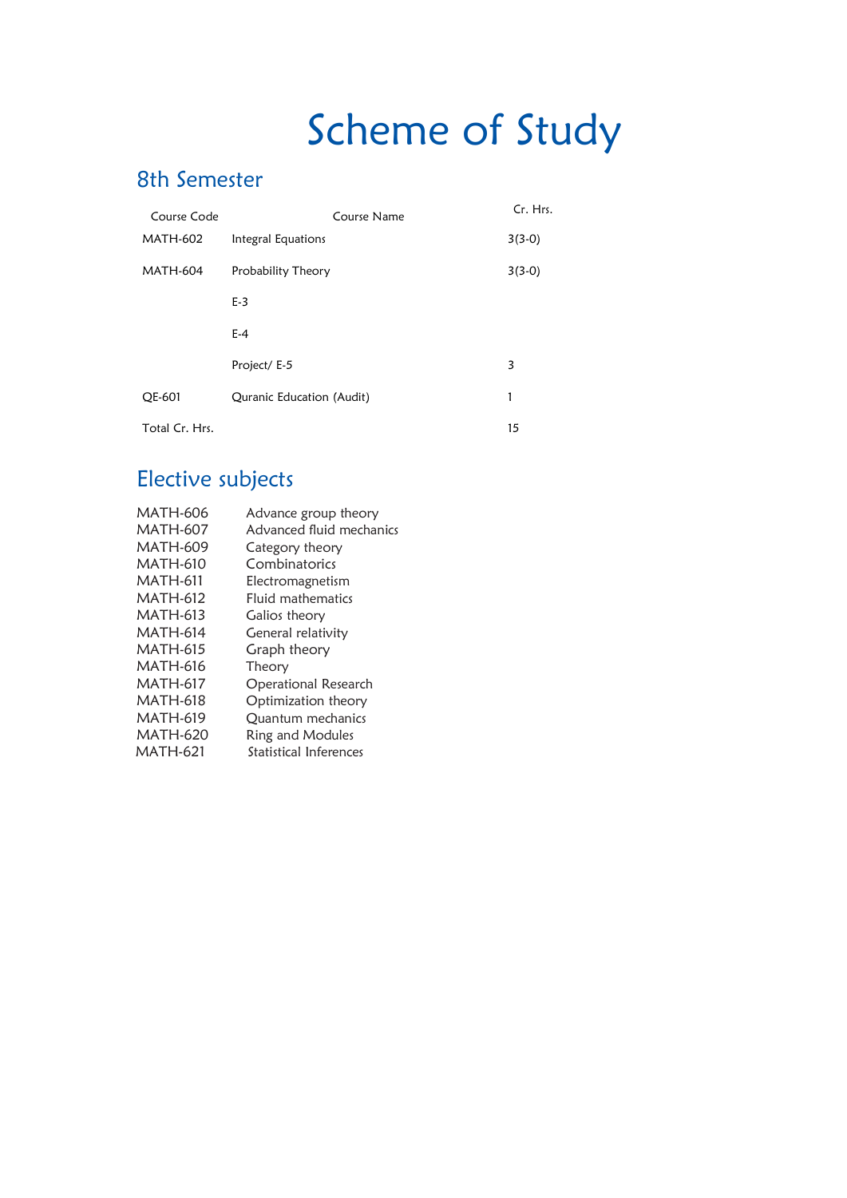# Scheme of Study

## 8th Semester

| Course Code | Course Name | Cr. Hrs. |
|---|---|---|
| MATH-602 | Integral Equations | 3(3-0) |
| MATH-604 | Probability Theory | 3(3-0) |
| | E-3 | |
| | E-4 | |
| | Project/ E-5 | 3 |
| QE-601 | Quranic Education (Audit) | 1 |
| Total Cr. Hrs. | | 15 |

## Elective subjects

| | |
|---|---|
| MATH-606 | Advance group theory |
| MATH-607 | Advanced fluid mechanics |
| MATH-609 | Category theory |
| MATH-610 | Combinatorics |
| MATH-611 | Electromagnetism |
| MATH-612 | Fluid mathematics |
| MATH-613 | Galios theory |
| MATH-614 | General relativity |
| MATH-615 | Graph theory |
| MATH-616 | Theory |
| MATH-617 | Operational Research |
| MATH-618 | Optimization theory |
| MATH-619 | Quantum mechanics |
| MATH-620 | Ring and Modules |
| MATH-621 | Statistical Inferences |